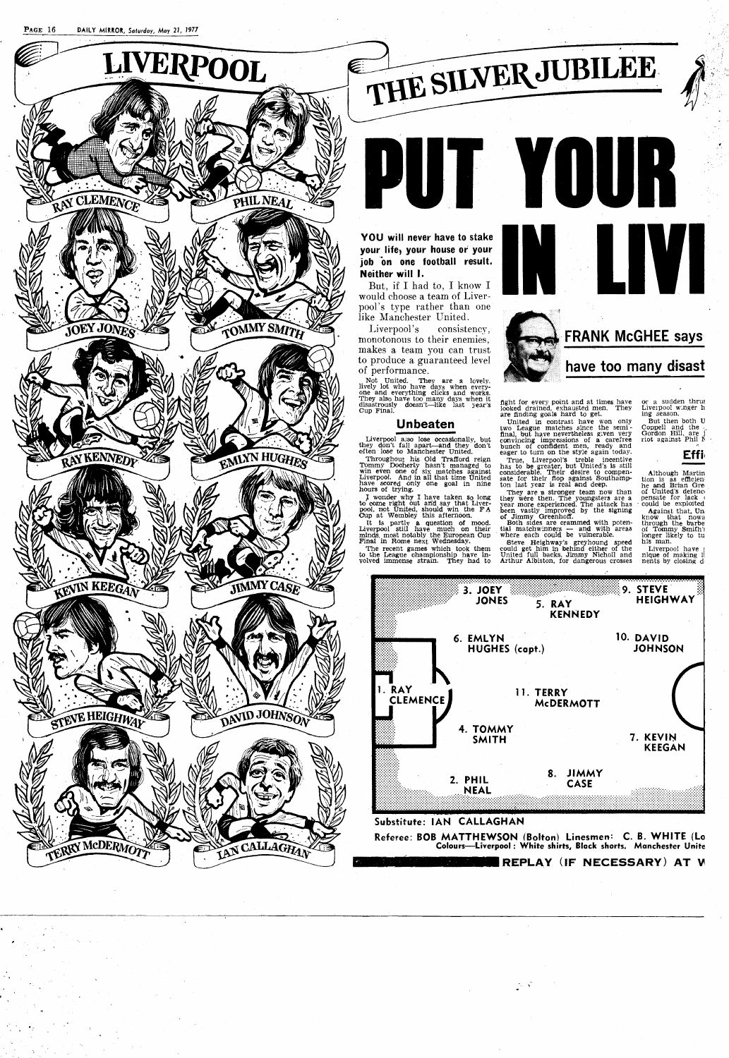# LIVERPOOL

RAY CLEMENCE · PHIL NEAL · JOEY JONES · TOMMY SMITH · RAY KENNEDY · EMLYN HUGHES · KEVIN KEEGAN · JIMMY CASE · STEVE HEIGHWAY · DAVID JOHNSON · TERRY McDERMOTT · IAN CALLAGHAN

# THE SILVER JUBILEE

# PUT YOUR IN LIVI

## FRANK McGHEE says

## have too many disast

**YOU will never have to stake your life, your house or your job on one football result. Neither will I.**

But, if I had to, I know I would choose a team of Liverpool's type rather than one like Manchester United.

Liverpool's consistency, monotonous to their enemies, makes a team you can trust to produce a guaranteed level of performance.

Not United. They are a lovely, lively lot who have days when everyone and everything clicks and works. They also have too many days when it disastrously doesn't—like last year's Cup Final.

### Unbeaten

Liverpool also lose occasionally, but they don't fall apart—and they don't often lose to Manchester United.

Throughout his Old Trafford reign Tommy Docherty hasn't managed to win even one of six matches against Liverpool. And in all that time United have scored only one goal in nine hours of trying.

I wonder why I have taken so long to come right out and say that Liverpool, not United, should win the FA Cup at Wembley this afternoon.

It is partly a question of mood. Liverpool still have much on their minds, most notably the European Cup Final in Rome next Wednesday.

The recent games which took them to the League championship have involved immense strain. They had to fight for every point and at times have looked drained, exhausted men. They are finding goals hard to get.

United in contrast have won only two League matches since the semi-final, but have nevertheless given very convincing impressions of a carefree bunch of confident men, ready and eager to turn on the style again today.

True, Liverpool's treble incentive has to be greater, but United's is still considerable. Their desire to compensate for their flop against Southampton last year is real and deep.

They are a stronger team now than they were then. The youngsters are a year more experienced. The attack has been vastly improved by the signing of Jimmy Greenhoff.

Both sides are crammed with potential matchwinners — and with areas where each could be vulnerable.

Steve Heighway's greyhound speed could get him in behind either of the United full backs, Jimmy Nicholl and Arthur Albiston, for dangerous crosses or a sudden thrus Liverpool winger h ing season.

But then both U Coppell and the Gordon Hill, are riot against Phil N

### Effi

Although Martin tion is as efficien he and Brian Gre of United's defenc pensate for lack could be exploited

Against that, Un know that nowa through the barbe of Tommy Smith's longer likely to tu his man.

Liverpool have nique of making il nents by closing d

3. JOEY JONES
5. RAY KENNEDY
9. STEVE HEIGHWAY
6. EMLYN HUGHES (capt.)
10. DAVID JOHNSON
1. RAY CLEMENCE
11. TERRY McDERMOTT
4. TOMMY SMITH
7. KEVIN KEEGAN
2. PHIL NEAL
8. JIMMY CASE

Substitute: IAN CALLAGHAN

Referee: BOB MATTHEWSON (Bolton) Linesmen: C. B. WHITE (Lo

Colours—Liverpool: White shirts, Black shorts. Manchester Unite

REPLAY (IF NECESSARY) AT W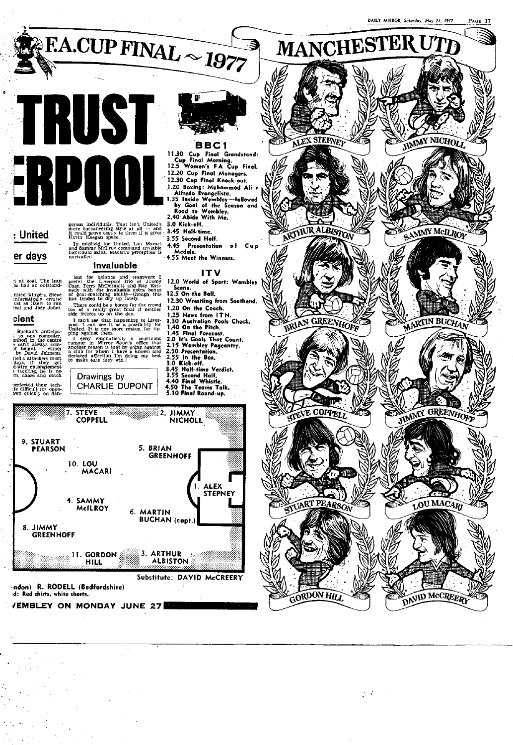# F.A. CUP FINAL ~ 1977

# MANCHESTER UTD

# TRUST
# ERPOOL

## : United
## er days

t at goal. The lean as had an outstand-

nited wingers, Steve infuriatingly erratic ust as likely to run feal and Joey Jones.

### cient

Buchan's anticipa- as any computer, enhoff in the centre can't always com- of height — which by David Johnson. ited's attackers must days, if they get d-wire entanglement tackling, he is no m, chase and catch

erfected their tech- e difficult for oppo- own quickly on dan-

gerous individuals. That isn't United's more buccaneering style at all — and it could prove costly to them if it gives Kevin Keegan space.

In midfield for United, Lou Macari and Sammy McIlroy command enviable individual skills. Macari's perception is unrivalled.

### Invaluable

But for balance and teamwork I prefer the Liverpool trio of Jimmy Case, Terry McDermott and Ray Kennedy with the invaluable extra bonus of goal-snatching ability—though this has tended to dry up lately.

There could be a bonus for the crowd too of a really great final if neither side freezes up on the day.

I can't see that happening to Liverpool. I can see it as a possibility for United. It is one more reason for tipping against them.

I deny emphatically a scurrilous rumour in Mirror Sport's office that another reason is that by going against a club for whom I have a known and declared affection I'm doing my best to make sure they win!

Drawings by CHARLIE DUPONT

### BBC1

11.30 Cup Final Grandstand: Cup Final Morning.
12.5 Women's FA Cup Final.
12.20 Cup Final Managers.
12.30 Cup Final Knock-out.
1.20 Boxing: Muhammad Ali v Alfredo Evangelista.
1.35 Inside Wembley—followed by Goal of the Season and Road to Wembley.
2.40 Abide With Me.
3.0 Kick-off.
3.45 Half-time.
3.55 Second Half.
4.45 Presentation of Cup Medals.
4.55 Meet the Winners.

### ITV

12.0 World of Sport: Wembley Scene.
12.5 On the Ball.
12.30 Wrestling from Southend.
1.20 On the Coach.
1.25 News from ITN.
1.30 Australian Pools Check.
1.40 On the Pitch.
1.45 Final Forecast.
2.0 It's Goals That Count.
2.15 Wembley Pageantry.
2.50 Presentation.
2.55 In the Box.
3.0 Kick-off.
3.45 Half-time Verdict.
3.55 Second Half.
4.40 Final Whistle.
4.50 The Teams Talk.
5.10 Final Round-up.

7. STEVE COPPELL
2. JIMMY NICHOLL
9. STUART PEARSON
5. BRIAN GREENHOFF
10. LOU MACARI
1. ALEX STEPNEY
4. SAMMY McILROY
6. MARTIN BUCHAN (capt.)
8. JIMMY GREENHOFF
11. GORDON HILL
3. ARTHUR ALBISTON

Substitute: DAVID McCREERY

ndon) R. RODELL (Bedfordshire)
d: Red shirts, white shorts.

EMBLEY ON MONDAY JUNE 27

ALEX STEPNEY
JIMMY NICHOLL
ARTHUR ALBISTON
SAMMY McILROY
BRIAN GREENHOFF
MARTIN BUCHAN
STEVE COPPELL
JIMMY GREENHOFF
STUART PEARSON
LOU MACARI
GORDON HILL
DAVID McCREERY